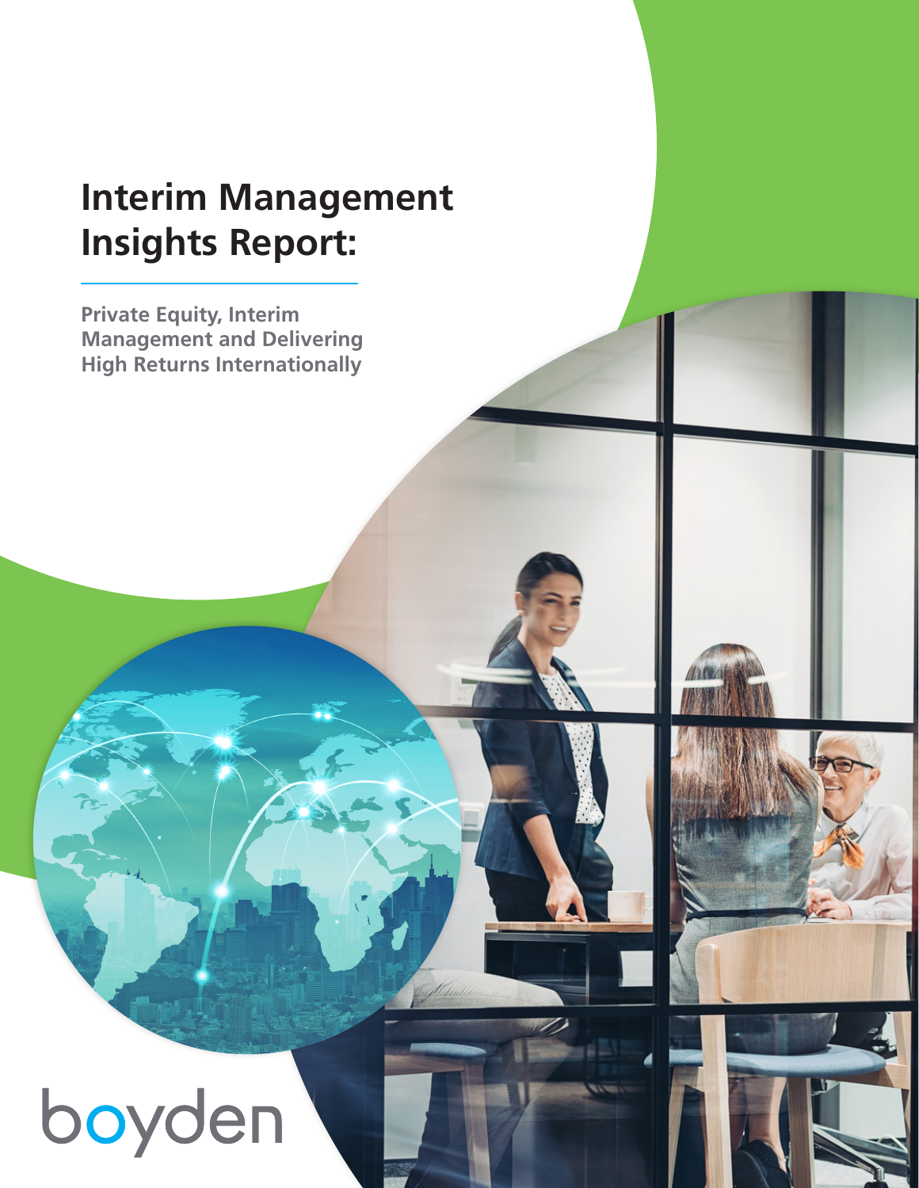# Interim Management Insights Report:

**Private Equity, Interim Management and Delivering High Returns Internationally**

boyden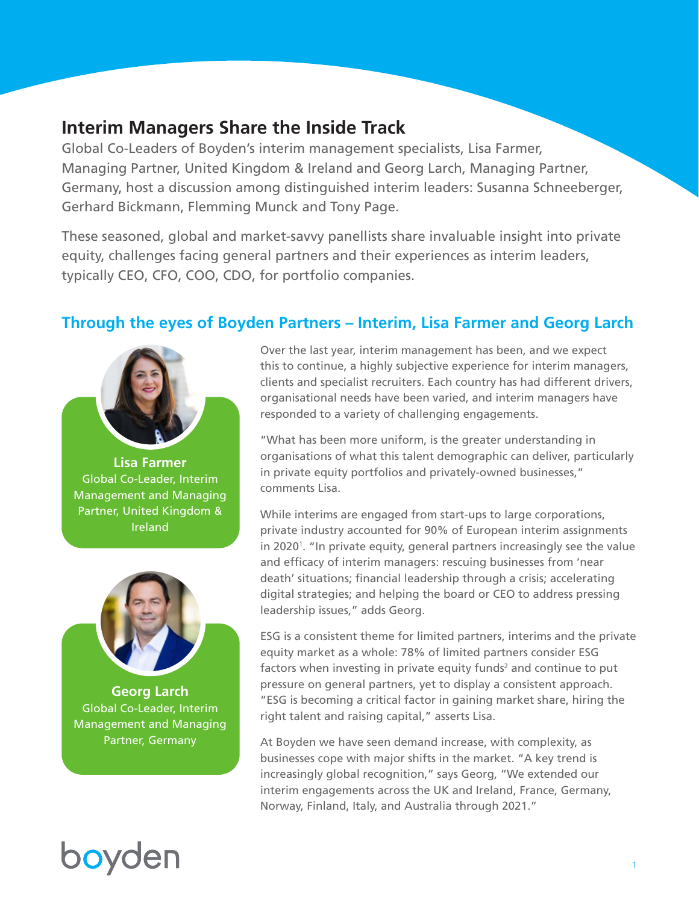# Interim Managers Share the Inside Track

Global Co-Leaders of Boyden's interim management specialists, Lisa Farmer, Managing Partner, United Kingdom & Ireland and Georg Larch, Managing Partner, Germany, host a discussion among distinguished interim leaders: Susanna Schneeberger, Gerhard Bickmann, Flemming Munck and Tony Page.

These seasoned, global and market-savvy panellists share invaluable insight into private equity, challenges facing general partners and their experiences as interim leaders, typically CEO, CFO, COO, CDO, for portfolio companies.

## Through the eyes of Boyden Partners – Interim, Lisa Farmer and Georg Larch

**Lisa Farmer**
Global Co-Leader, Interim Management and Managing Partner, United Kingdom & Ireland

**Georg Larch**
Global Co-Leader, Interim Management and Managing Partner, Germany

Over the last year, interim management has been, and we expect this to continue, a highly subjective experience for interim managers, clients and specialist recruiters. Each country has had different drivers, organisational needs have been varied, and interim managers have responded to a variety of challenging engagements.

"What has been more uniform, is the greater understanding in organisations of what this talent demographic can deliver, particularly in private equity portfolios and privately-owned businesses," comments Lisa.

While interims are engaged from start-ups to large corporations, private industry accounted for 90% of European interim assignments in 2020[1]. "In private equity, general partners increasingly see the value and efficacy of interim managers: rescuing businesses from 'near death' situations; financial leadership through a crisis; accelerating digital strategies; and helping the board or CEO to address pressing leadership issues," adds Georg.

ESG is a consistent theme for limited partners, interims and the private equity market as a whole: 78% of limited partners consider ESG factors when investing in private equity funds[2] and continue to put pressure on general partners, yet to display a consistent approach. "ESG is becoming a critical factor in gaining market share, hiring the right talent and raising capital," asserts Lisa.

At Boyden we have seen demand increase, with complexity, as businesses cope with major shifts in the market. "A key trend is increasingly global recognition," says Georg, "We extended our interim engagements across the UK and Ireland, France, Germany, Norway, Finland, Italy, and Australia through 2021."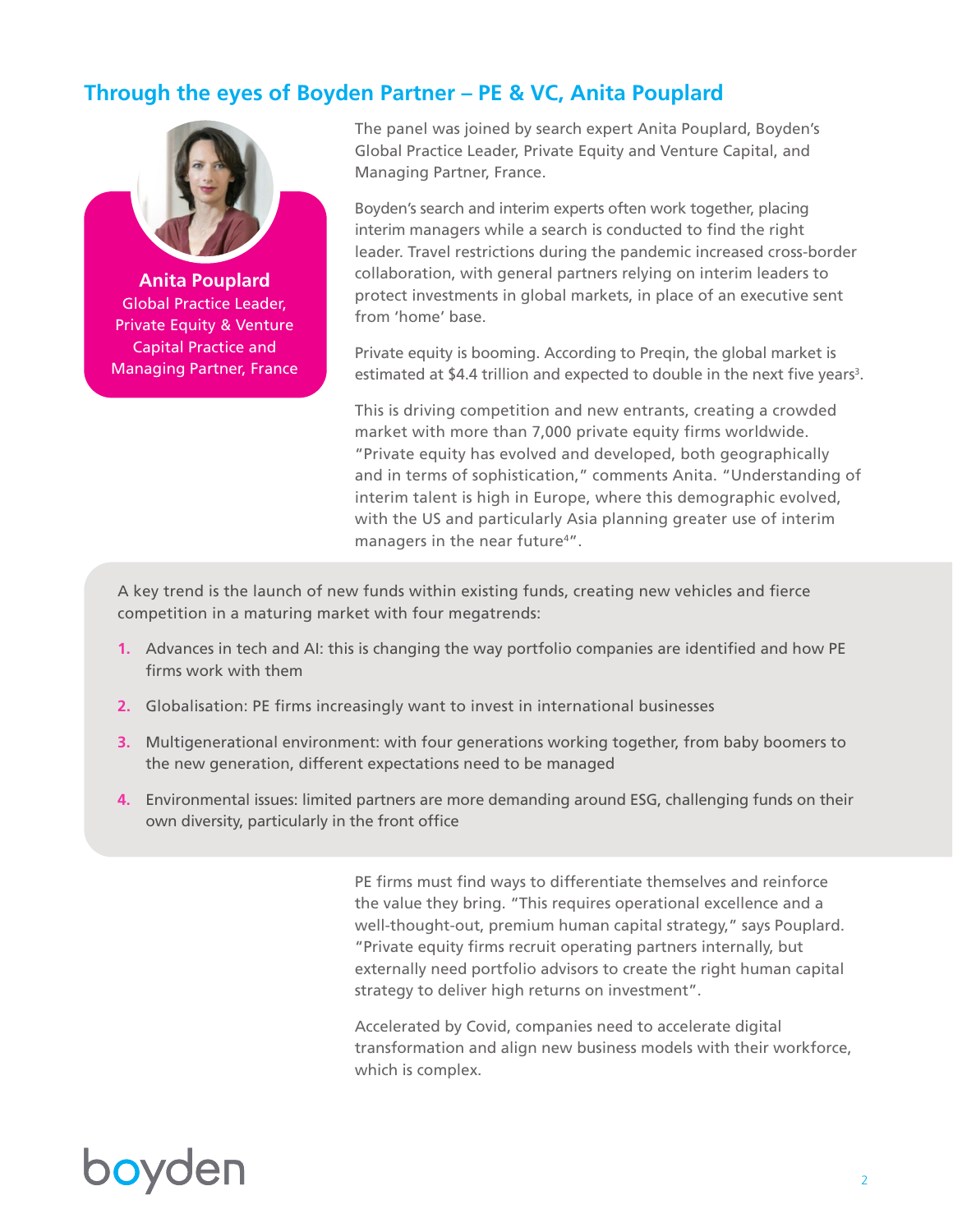## Through the eyes of Boyden Partner – PE & VC, Anita Pouplard

**Anita Pouplard**
Global Practice Leader, Private Equity & Venture Capital Practice and Managing Partner, France

The panel was joined by search expert Anita Pouplard, Boyden's Global Practice Leader, Private Equity and Venture Capital, and Managing Partner, France.

Boyden's search and interim experts often work together, placing interim managers while a search is conducted to find the right leader. Travel restrictions during the pandemic increased cross-border collaboration, with general partners relying on interim leaders to protect investments in global markets, in place of an executive sent from 'home' base.

Private equity is booming. According to Preqin, the global market is estimated at $4.4 trillion and expected to double in the next five years[3].

This is driving competition and new entrants, creating a crowded market with more than 7,000 private equity firms worldwide. "Private equity has evolved and developed, both geographically and in terms of sophistication," comments Anita. "Understanding of interim talent is high in Europe, where this demographic evolved, with the US and particularly Asia planning greater use of interim managers in the near future[4]".

A key trend is the launch of new funds within existing funds, creating new vehicles and fierce competition in a maturing market with four megatrends:

1. Advances in tech and AI: this is changing the way portfolio companies are identified and how PE firms work with them
2. Globalisation: PE firms increasingly want to invest in international businesses
3. Multigenerational environment: with four generations working together, from baby boomers to the new generation, different expectations need to be managed
4. Environmental issues: limited partners are more demanding around ESG, challenging funds on their own diversity, particularly in the front office

PE firms must find ways to differentiate themselves and reinforce the value they bring. "This requires operational excellence and a well-thought-out, premium human capital strategy," says Pouplard. "Private equity firms recruit operating partners internally, but externally need portfolio advisors to create the right human capital strategy to deliver high returns on investment".

Accelerated by Covid, companies need to accelerate digital transformation and align new business models with their workforce, which is complex.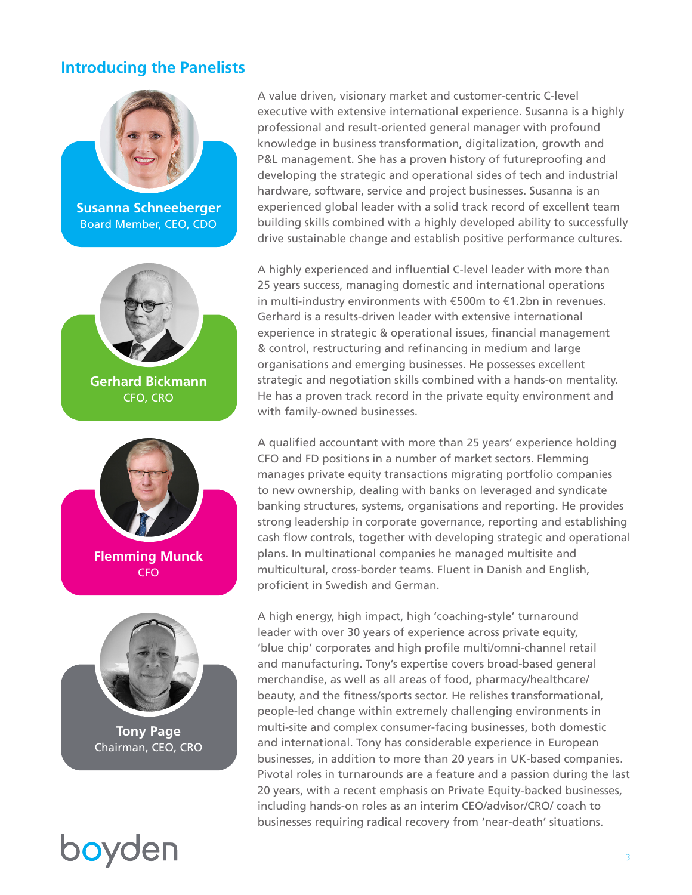## Introducing the Panelists

**Susanna Schneeberger**
Board Member, CEO, CDO

A value driven, visionary market and customer-centric C-level executive with extensive international experience. Susanna is a highly professional and result-oriented general manager with profound knowledge in business transformation, digitalization, growth and P&L management. She has a proven history of futureproofing and developing the strategic and operational sides of tech and industrial hardware, software, service and project businesses. Susanna is an experienced global leader with a solid track record of excellent team building skills combined with a highly developed ability to successfully drive sustainable change and establish positive performance cultures.

**Gerhard Bickmann**
CFO, CRO

A highly experienced and influential C-level leader with more than 25 years success, managing domestic and international operations in multi-industry environments with €500m to €1.2bn in revenues. Gerhard is a results-driven leader with extensive international experience in strategic & operational issues, financial management & control, restructuring and refinancing in medium and large organisations and emerging businesses. He possesses excellent strategic and negotiation skills combined with a hands-on mentality. He has a proven track record in the private equity environment and with family-owned businesses.

**Flemming Munck**
CFO

A qualified accountant with more than 25 years' experience holding CFO and FD positions in a number of market sectors. Flemming manages private equity transactions migrating portfolio companies to new ownership, dealing with banks on leveraged and syndicate banking structures, systems, organisations and reporting. He provides strong leadership in corporate governance, reporting and establishing cash flow controls, together with developing strategic and operational plans. In multinational companies he managed multisite and multicultural, cross-border teams. Fluent in Danish and English, proficient in Swedish and German.

**Tony Page**
Chairman, CEO, CRO

A high energy, high impact, high 'coaching-style' turnaround leader with over 30 years of experience across private equity, 'blue chip' corporates and high profile multi/omni-channel retail and manufacturing. Tony's expertise covers broad-based general merchandise, as well as all areas of food, pharmacy/healthcare/beauty, and the fitness/sports sector. He relishes transformational, people-led change within extremely challenging environments in multi-site and complex consumer-facing businesses, both domestic and international. Tony has considerable experience in European businesses, in addition to more than 20 years in UK-based companies. Pivotal roles in turnarounds are a feature and a passion during the last 20 years, with a recent emphasis on Private Equity-backed businesses, including hands-on roles as an interim CEO/advisor/CRO/ coach to businesses requiring radical recovery from 'near-death' situations.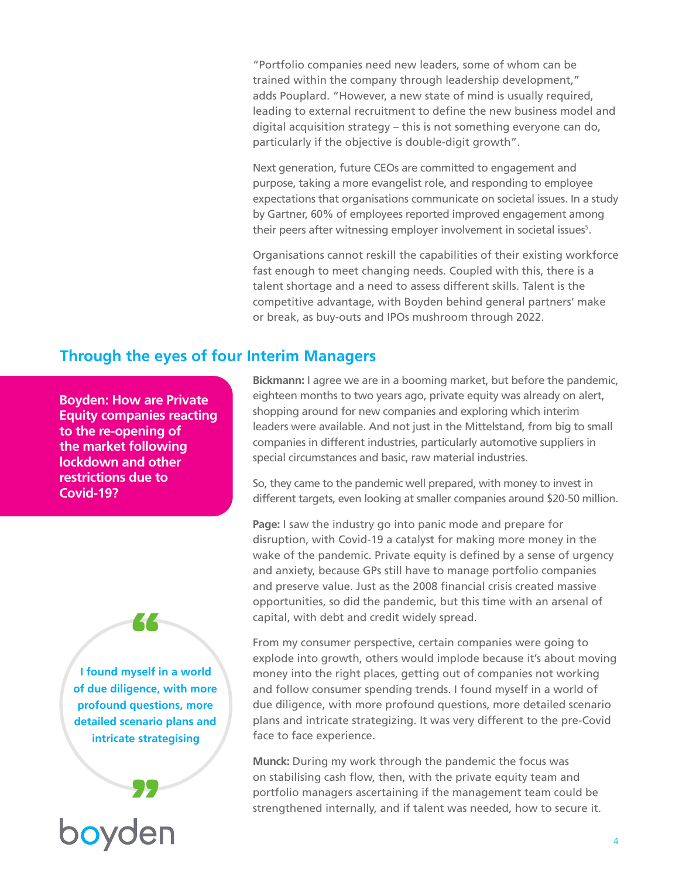"Portfolio companies need new leaders, some of whom can be trained within the company through leadership development," adds Pouplard. "However, a new state of mind is usually required, leading to external recruitment to define the new business model and digital acquisition strategy – this is not something everyone can do, particularly if the objective is double-digit growth".

Next generation, future CEOs are committed to engagement and purpose, taking a more evangelist role, and responding to employee expectations that organisations communicate on societal issues. In a study by Gartner, 60% of employees reported improved engagement among their peers after witnessing employer involvement in societal issues[5].

Organisations cannot reskill the capabilities of their existing workforce fast enough to meet changing needs. Coupled with this, there is a talent shortage and a need to assess different skills. Talent is the competitive advantage, with Boyden behind general partners' make or break, as buy-outs and IPOs mushroom through 2022.

## Through the eyes of four Interim Managers

**Boyden: How are Private Equity companies reacting to the re-opening of the market following lockdown and other restrictions due to Covid-19?**

**Bickmann:** I agree we are in a booming market, but before the pandemic, eighteen months to two years ago, private equity was already on alert, shopping around for new companies and exploring which interim leaders were available. And not just in the Mittelstand, from big to small companies in different industries, particularly automotive suppliers in special circumstances and basic, raw material industries.

So, they came to the pandemic well prepared, with money to invest in different targets, even looking at smaller companies around $20-50 million.

**Page:** I saw the industry go into panic mode and prepare for disruption, with Covid-19 a catalyst for making more money in the wake of the pandemic. Private equity is defined by a sense of urgency and anxiety, because GPs still have to manage portfolio companies and preserve value. Just as the 2008 financial crisis created massive opportunities, so did the pandemic, but this time with an arsenal of capital, with debt and credit widely spread.

From my consumer perspective, certain companies were going to explode into growth, others would implode because it's about moving money into the right places, getting out of companies not working and follow consumer spending trends. I found myself in a world of due diligence, with more profound questions, more detailed scenario plans and intricate strategizing. It was very different to the pre-Covid face to face experience.

> "I found myself in a world of due diligence, with more profound questions, more detailed scenario plans and intricate strategising"

**Munck:** During my work through the pandemic the focus was on stabilising cash flow, then, with the private equity team and portfolio managers ascertaining if the management team could be strengthened internally, and if talent was needed, how to secure it.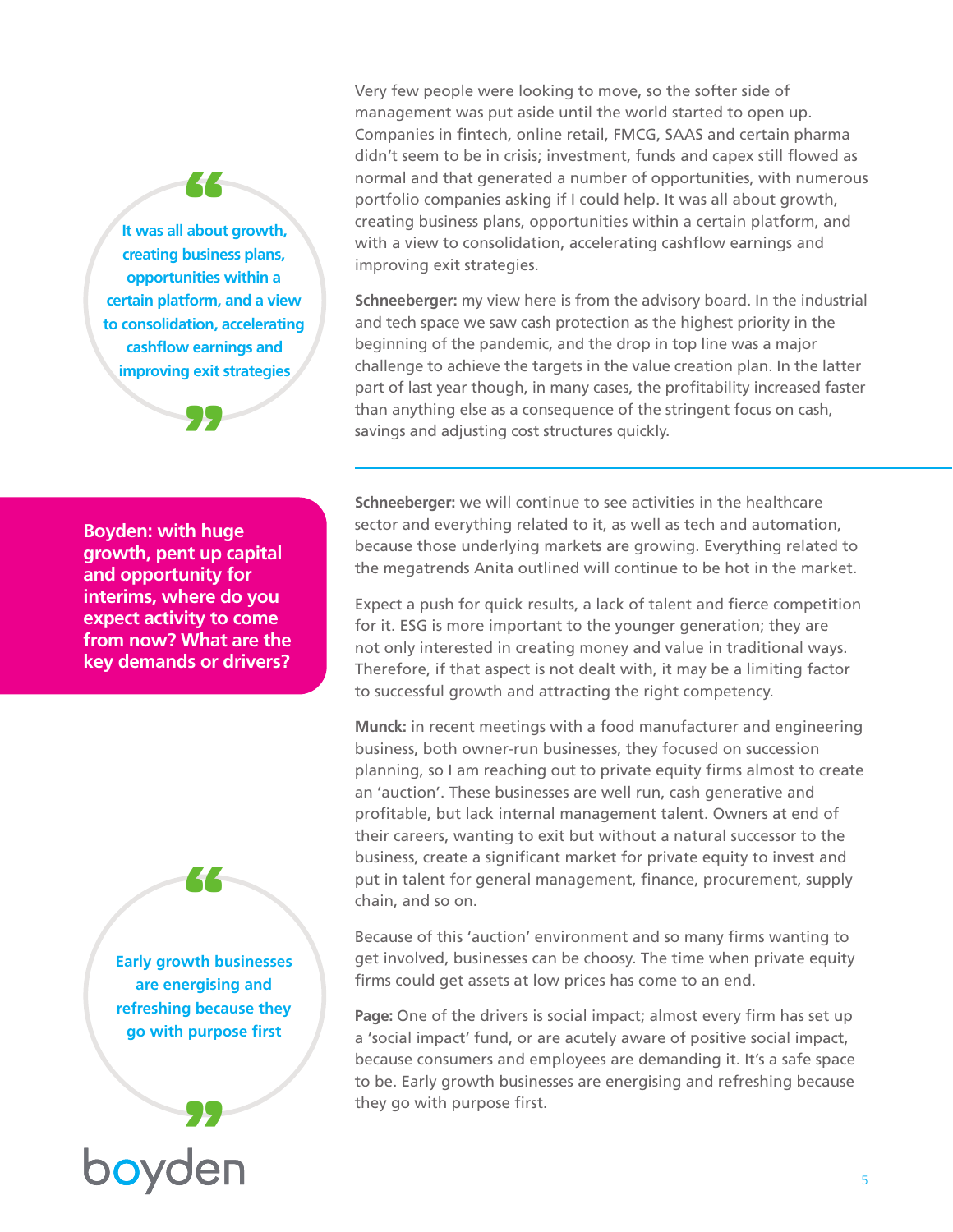Very few people were looking to move, so the softer side of management was put aside until the world started to open up. Companies in fintech, online retail, FMCG, SAAS and certain pharma didn't seem to be in crisis; investment, funds and capex still flowed as normal and that generated a number of opportunities, with numerous portfolio companies asking if I could help. It was all about growth, creating business plans, opportunities within a certain platform, and with a view to consolidation, accelerating cashflow earnings and improving exit strategies.

> "It was all about growth, creating business plans, opportunities within a certain platform, and a view to consolidation, accelerating cashflow earnings and improving exit strategies"

**Schneeberger:** my view here is from the advisory board. In the industrial and tech space we saw cash protection as the highest priority in the beginning of the pandemic, and the drop in top line was a major challenge to achieve the targets in the value creation plan. In the latter part of last year though, in many cases, the profitability increased faster than anything else as a consequence of the stringent focus on cash, savings and adjusting cost structures quickly.

---

**Boyden: with huge growth, pent up capital and opportunity for interims, where do you expect activity to come from now? What are the key demands or drivers?**

**Schneeberger:** we will continue to see activities in the healthcare sector and everything related to it, as well as tech and automation, because those underlying markets are growing. Everything related to the megatrends Anita outlined will continue to be hot in the market.

Expect a push for quick results, a lack of talent and fierce competition for it. ESG is more important to the younger generation; they are not only interested in creating money and value in traditional ways. Therefore, if that aspect is not dealt with, it may be a limiting factor to successful growth and attracting the right competency.

**Munck:** in recent meetings with a food manufacturer and engineering business, both owner-run businesses, they focused on succession planning, so I am reaching out to private equity firms almost to create an 'auction'. These businesses are well run, cash generative and profitable, but lack internal management talent. Owners at end of their careers, wanting to exit but without a natural successor to the business, create a significant market for private equity to invest and put in talent for general management, finance, procurement, supply chain, and so on.

Because of this 'auction' environment and so many firms wanting to get involved, businesses can be choosy. The time when private equity firms could get assets at low prices has come to an end.

**Page:** One of the drivers is social impact; almost every firm has set up a 'social impact' fund, or are acutely aware of positive social impact, because consumers and employees are demanding it. It's a safe space to be. Early growth businesses are energising and refreshing because they go with purpose first.

> "Early growth businesses are energising and refreshing because they go with purpose first"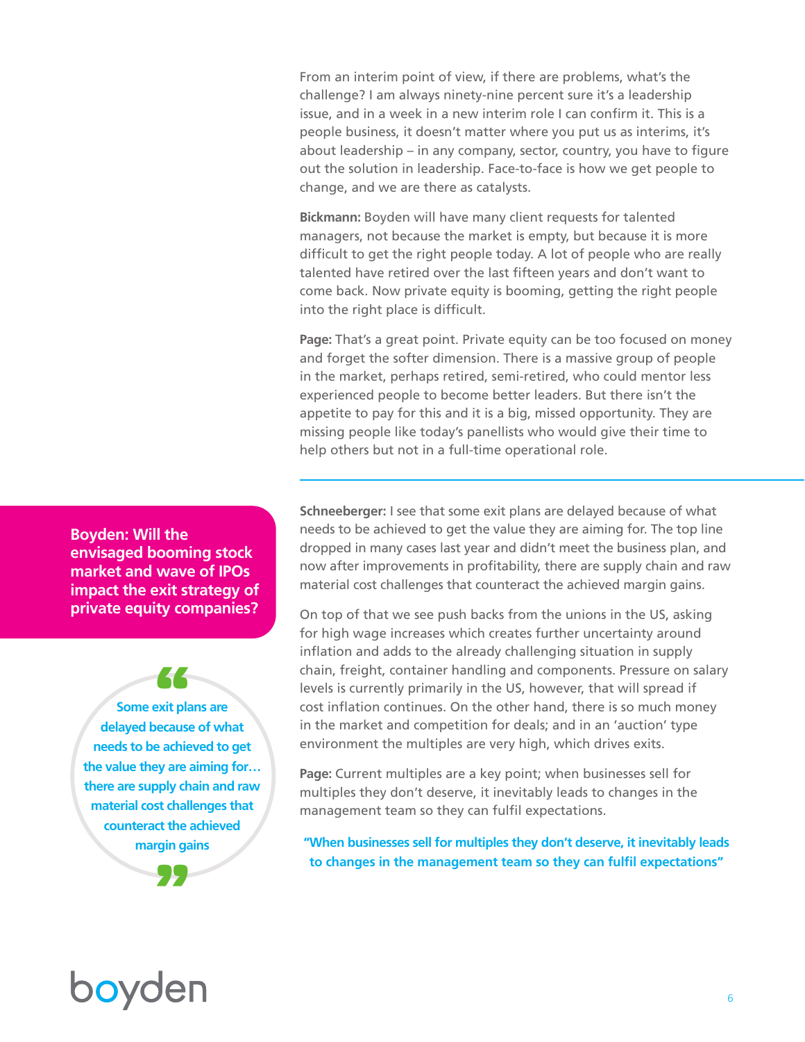From an interim point of view, if there are problems, what's the challenge? I am always ninety-nine percent sure it's a leadership issue, and in a week in a new interim role I can confirm it. This is a people business, it doesn't matter where you put us as interims, it's about leadership – in any company, sector, country, you have to figure out the solution in leadership. Face-to-face is how we get people to change, and we are there as catalysts.

**Bickmann:** Boyden will have many client requests for talented managers, not because the market is empty, but because it is more difficult to get the right people today. A lot of people who are really talented have retired over the last fifteen years and don't want to come back. Now private equity is booming, getting the right people into the right place is difficult.

**Page:** That's a great point. Private equity can be too focused on money and forget the softer dimension. There is a massive group of people in the market, perhaps retired, semi-retired, who could mentor less experienced people to become better leaders. But there isn't the appetite to pay for this and it is a big, missed opportunity. They are missing people like today's panellists who would give their time to help others but not in a full-time operational role.

---

## Boyden: Will the envisaged booming stock market and wave of IPOs impact the exit strategy of private equity companies?

> Some exit plans are delayed because of what needs to be achieved to get the value they are aiming for… there are supply chain and raw material cost challenges that counteract the achieved margin gains

**Schneeberger:** I see that some exit plans are delayed because of what needs to be achieved to get the value they are aiming for. The top line dropped in many cases last year and didn't meet the business plan, and now after improvements in profitability, there are supply chain and raw material cost challenges that counteract the achieved margin gains.

On top of that we see push backs from the unions in the US, asking for high wage increases which creates further uncertainty around inflation and adds to the already challenging situation in supply chain, freight, container handling and components. Pressure on salary levels is currently primarily in the US, however, that will spread if cost inflation continues. On the other hand, there is so much money in the market and competition for deals; and in an 'auction' type environment the multiples are very high, which drives exits.

**Page:** Current multiples are a key point; when businesses sell for multiples they don't deserve, it inevitably leads to changes in the management team so they can fulfil expectations.

> "When businesses sell for multiples they don't deserve, it inevitably leads to changes in the management team so they can fulfil expectations"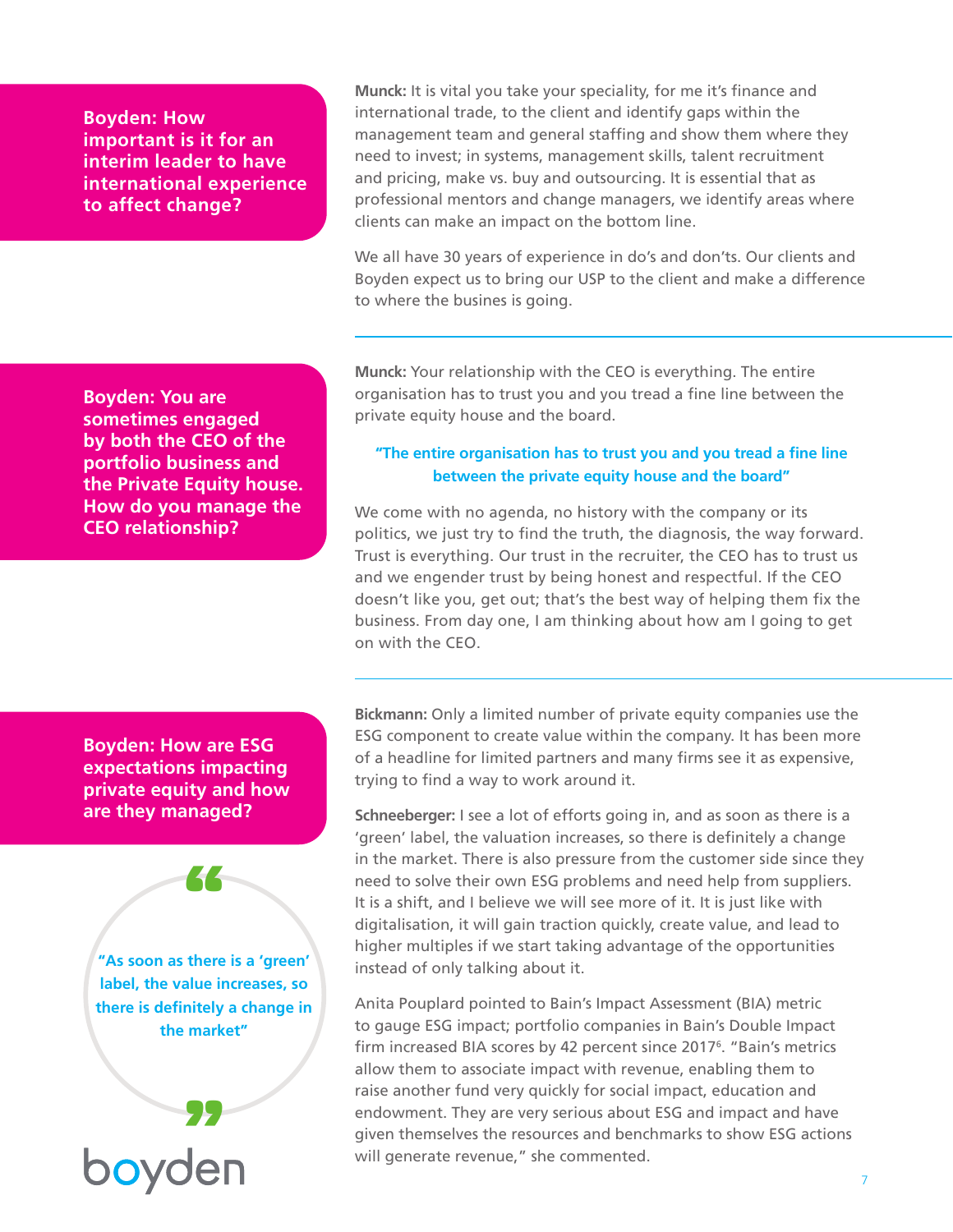**Boyden: How important is it for an interim leader to have international experience to affect change?**

**Munck:** It is vital you take your speciality, for me it's finance and international trade, to the client and identify gaps within the management team and general staffing and show them where they need to invest; in systems, management skills, talent recruitment and pricing, make vs. buy and outsourcing. It is essential that as professional mentors and change managers, we identify areas where clients can make an impact on the bottom line.

We all have 30 years of experience in do's and don'ts. Our clients and Boyden expect us to bring our USP to the client and make a difference to where the busines is going.

---

**Boyden: You are sometimes engaged by both the CEO of the portfolio business and the Private Equity house. How do you manage the CEO relationship?**

**Munck:** Your relationship with the CEO is everything. The entire organisation has to trust you and you tread a fine line between the private equity house and the board.

> **"The entire organisation has to trust you and you tread a fine line between the private equity house and the board"**

We come with no agenda, no history with the company or its politics, we just try to find the truth, the diagnosis, the way forward. Trust is everything. Our trust in the recruiter, the CEO has to trust us and we engender trust by being honest and respectful. If the CEO doesn't like you, get out; that's the best way of helping them fix the business. From day one, I am thinking about how am I going to get on with the CEO.

---

**Boyden: How are ESG expectations impacting private equity and how are they managed?**

**Bickmann:** Only a limited number of private equity companies use the ESG component to create value within the company. It has been more of a headline for limited partners and many firms see it as expensive, trying to find a way to work around it.

**Schneeberger:** I see a lot of efforts going in, and as soon as there is a 'green' label, the valuation increases, so there is definitely a change in the market. There is also pressure from the customer side since they need to solve their own ESG problems and need help from suppliers. It is a shift, and I believe we will see more of it. It is just like with digitalisation, it will gain traction quickly, create value, and lead to higher multiples if we start taking advantage of the opportunities instead of only talking about it.

> **"As soon as there is a 'green' label, the value increases, so there is definitely a change in the market"**

Anita Pouplard pointed to Bain's Impact Assessment (BIA) metric to gauge ESG impact; portfolio companies in Bain's Double Impact firm increased BIA scores by 42 percent since 2017[6]. "Bain's metrics allow them to associate impact with revenue, enabling them to raise another fund very quickly for social impact, education and endowment. They are very serious about ESG and impact and have given themselves the resources and benchmarks to show ESG actions will generate revenue," she commented.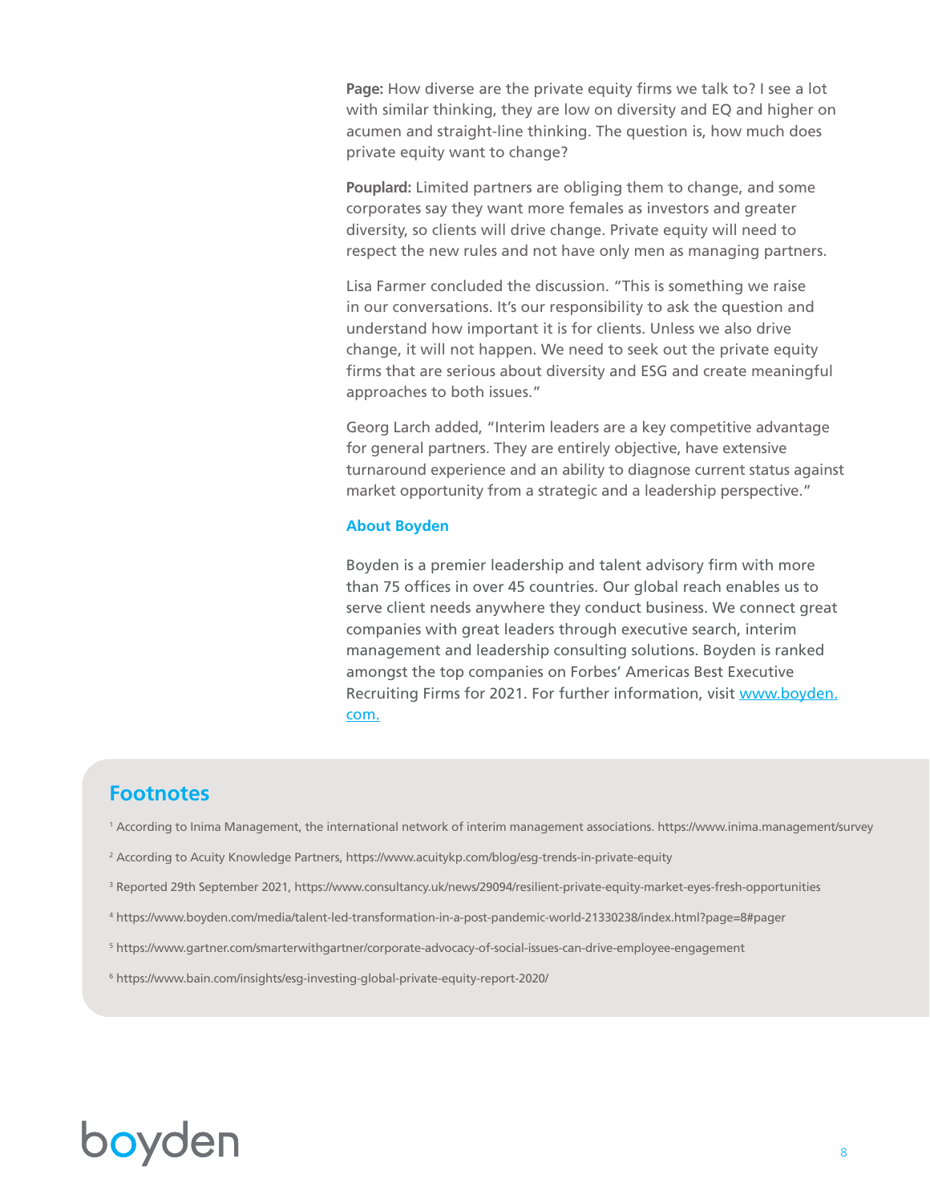**Page:** How diverse are the private equity firms we talk to? I see a lot with similar thinking, they are low on diversity and EQ and higher on acumen and straight-line thinking. The question is, how much does private equity want to change?

**Pouplard:** Limited partners are obliging them to change, and some corporates say they want more females as investors and greater diversity, so clients will drive change. Private equity will need to respect the new rules and not have only men as managing partners.

Lisa Farmer concluded the discussion. "This is something we raise in our conversations. It's our responsibility to ask the question and understand how important it is for clients. Unless we also drive change, it will not happen. We need to seek out the private equity firms that are serious about diversity and ESG and create meaningful approaches to both issues."

Georg Larch added, "Interim leaders are a key competitive advantage for general partners. They are entirely objective, have extensive turnaround experience and an ability to diagnose current status against market opportunity from a strategic and a leadership perspective."

### About Boyden

Boyden is a premier leadership and talent advisory firm with more than 75 offices in over 45 countries. Our global reach enables us to serve client needs anywhere they conduct business. We connect great companies with great leaders through executive search, interim management and leadership consulting solutions. Boyden is ranked amongst the top companies on Forbes' Americas Best Executive Recruiting Firms for 2021. For further information, visit [www.boyden.com.](http://www.boyden.com)

## Footnotes

[1] According to Inima Management, the international network of interim management associations. https://www.inima.management/survey

[2] According to Acuity Knowledge Partners, https://www.acuitykp.com/blog/esg-trends-in-private-equity

[3] Reported 29th September 2021, https://www.consultancy.uk/news/29094/resilient-private-equity-market-eyes-fresh-opportunities

[4] https://www.boyden.com/media/talent-led-transformation-in-a-post-pandemic-world-21330238/index.html?page=8#pager

[5] https://www.gartner.com/smarterwithgartner/corporate-advocacy-of-social-issues-can-drive-employee-engagement

[6] https://www.bain.com/insights/esg-investing-global-private-equity-report-2020/